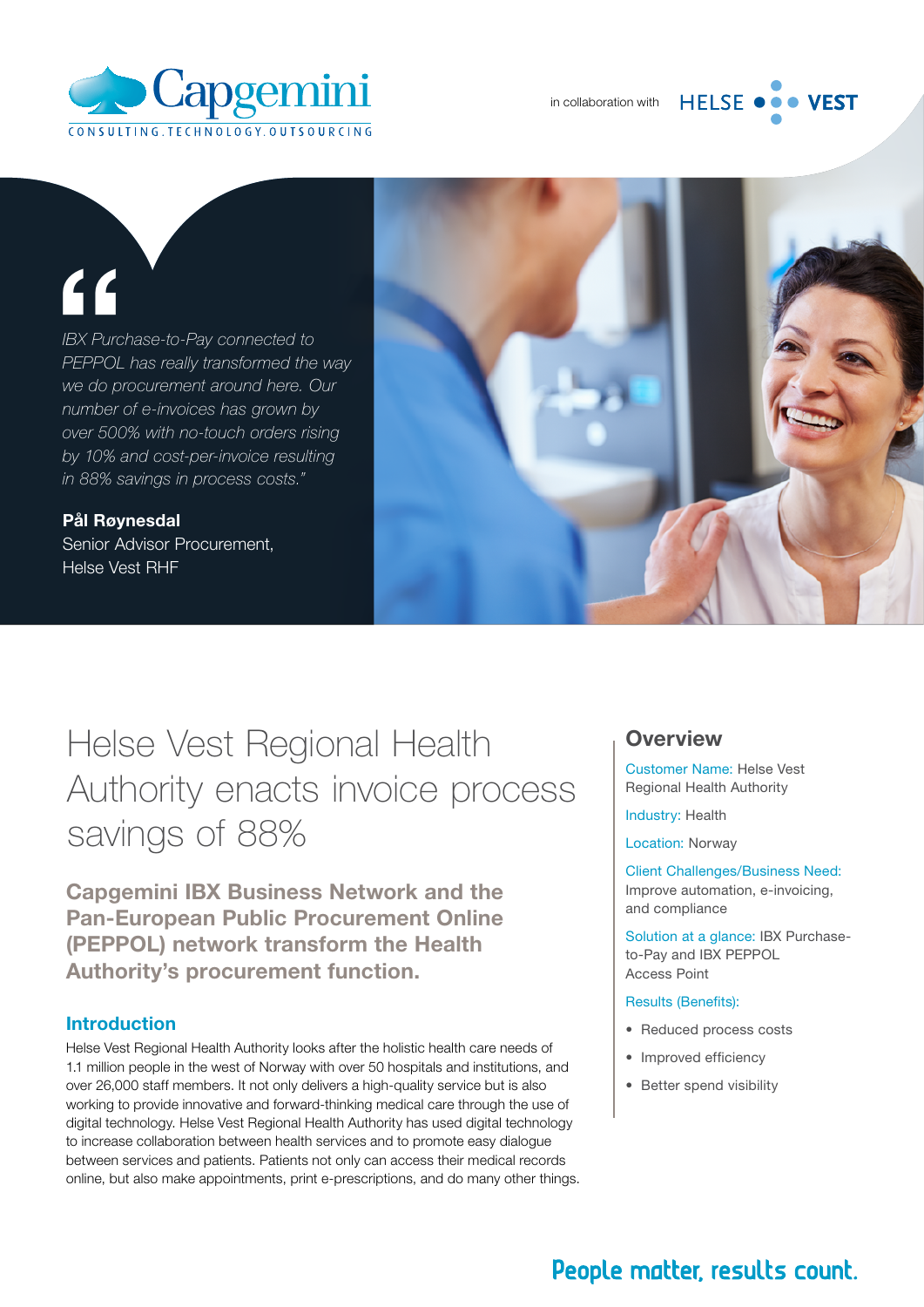Capgemini

CONSULTING.TECHNOLOGY.OUTSOURCING

in collaboration with HELSE VEST

> *IBX Purchase-to-Pay connected to PEPPOL has really transformed the way we do procurement around here. Our number of e-invoices has grown by over 500% with no-touch orders rising by 10% and cost-per-invoice resulting in 88% savings in process costs."*
>
> **Pål Røynesdal**
> Senior Advisor Procurement,
> Helse Vest RHF

# Helse Vest Regional Health Authority enacts invoice process savings of 88%

**Capgemini IBX Business Network and the Pan-European Public Procurement Online (PEPPOL) network transform the Health Authority's procurement function.**

## Introduction

Helse Vest Regional Health Authority looks after the holistic health care needs of 1.1 million people in the west of Norway with over 50 hospitals and institutions, and over 26,000 staff members. It not only delivers a high-quality service but is also working to provide innovative and forward-thinking medical care through the use of digital technology. Helse Vest Regional Health Authority has used digital technology to increase collaboration between health services and to promote easy dialogue between services and patients. Patients not only can access their medical records online, but also make appointments, print e-prescriptions, and do many other things.

## Overview

Customer Name: Helse Vest Regional Health Authority

Industry: Health

Location: Norway

Client Challenges/Business Need: Improve automation, e-invoicing, and compliance

Solution at a glance: IBX Purchase-to-Pay and IBX PEPPOL Access Point

Results (Benefits):

- Reduced process costs
- Improved efficiency
- Better spend visibility

People matter, results count.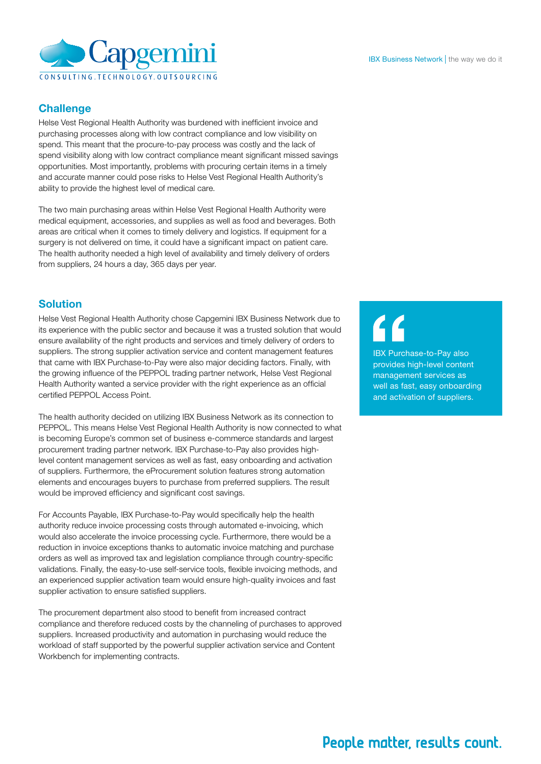## Challenge

Helse Vest Regional Health Authority was burdened with inefficient invoice and purchasing processes along with low contract compliance and low visibility on spend. This meant that the procure-to-pay process was costly and the lack of spend visibility along with low contract compliance meant significant missed savings opportunities. Most importantly, problems with procuring certain items in a timely and accurate manner could pose risks to Helse Vest Regional Health Authority's ability to provide the highest level of medical care.

The two main purchasing areas within Helse Vest Regional Health Authority were medical equipment, accessories, and supplies as well as food and beverages. Both areas are critical when it comes to timely delivery and logistics. If equipment for a surgery is not delivered on time, it could have a significant impact on patient care. The health authority needed a high level of availability and timely delivery of orders from suppliers, 24 hours a day, 365 days per year.

## Solution

Helse Vest Regional Health Authority chose Capgemini IBX Business Network due to its experience with the public sector and because it was a trusted solution that would ensure availability of the right products and services and timely delivery of orders to suppliers. The strong supplier activation service and content management features that came with IBX Purchase-to-Pay were also major deciding factors. Finally, with the growing influence of the PEPPOL trading partner network, Helse Vest Regional Health Authority wanted a service provider with the right experience as an official certified PEPPOL Access Point.

The health authority decided on utilizing IBX Business Network as its connection to PEPPOL. This means Helse Vest Regional Health Authority is now connected to what is becoming Europe's common set of business e-commerce standards and largest procurement trading partner network. IBX Purchase-to-Pay also provides high-level content management services as well as fast, easy onboarding and activation of suppliers. Furthermore, the eProcurement solution features strong automation elements and encourages buyers to purchase from preferred suppliers. The result would be improved efficiency and significant cost savings.

> IBX Purchase-to-Pay also provides high-level content management services as well as fast, easy onboarding and activation of suppliers.

For Accounts Payable, IBX Purchase-to-Pay would specifically help the health authority reduce invoice processing costs through automated e-invoicing, which would also accelerate the invoice processing cycle. Furthermore, there would be a reduction in invoice exceptions thanks to automatic invoice matching and purchase orders as well as improved tax and legislation compliance through country-specific validations. Finally, the easy-to-use self-service tools, flexible invoicing methods, and an experienced supplier activation team would ensure high-quality invoices and fast supplier activation to ensure satisfied suppliers.

The procurement department also stood to benefit from increased contract compliance and therefore reduced costs by the channeling of purchases to approved suppliers. Increased productivity and automation in purchasing would reduce the workload of staff supported by the powerful supplier activation service and Content Workbench for implementing contracts.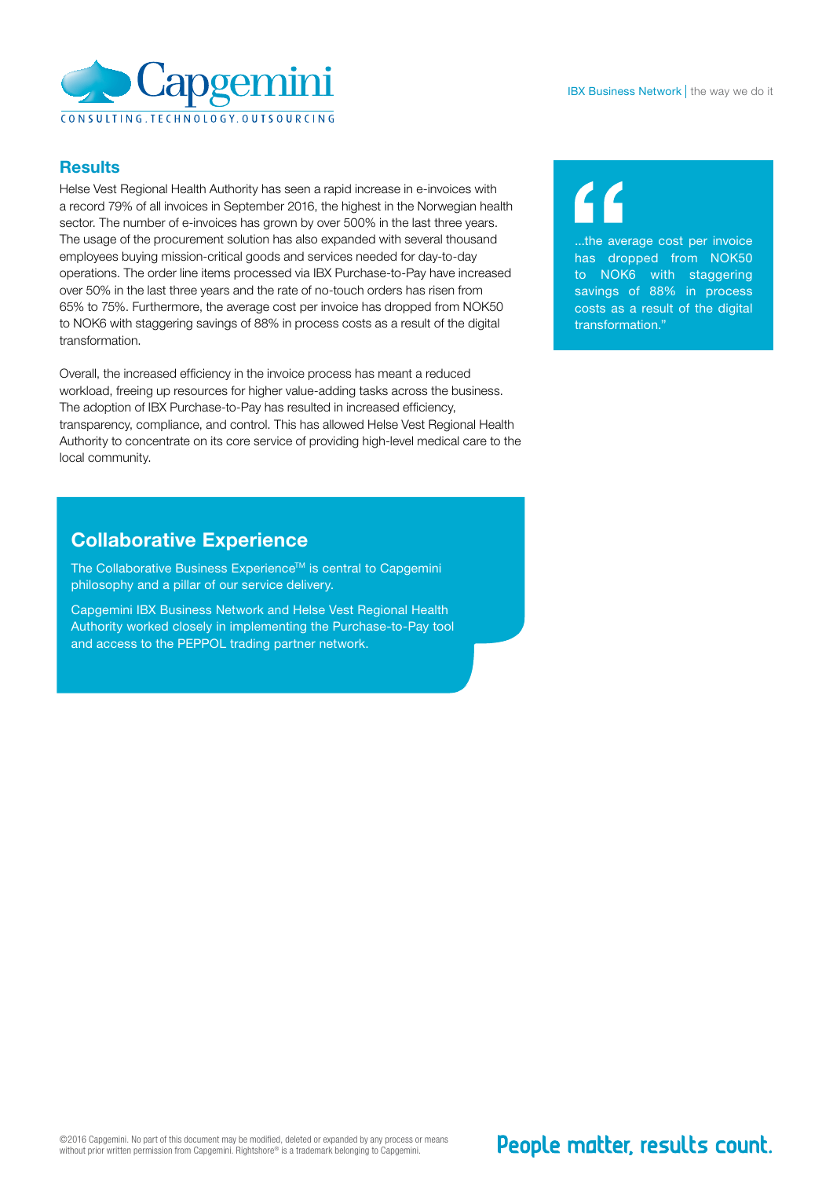## Results

Helse Vest Regional Health Authority has seen a rapid increase in e-invoices with a record 79% of all invoices in September 2016, the highest in the Norwegian health sector. The number of e-invoices has grown by over 500% in the last three years. The usage of the procurement solution has also expanded with several thousand employees buying mission-critical goods and services needed for day-to-day operations. The order line items processed via IBX Purchase-to-Pay have increased over 50% in the last three years and the rate of no-touch orders has risen from 65% to 75%. Furthermore, the average cost per invoice has dropped from NOK50 to NOK6 with staggering savings of 88% in process costs as a result of the digital transformation.

Overall, the increased efficiency in the invoice process has meant a reduced workload, freeing up resources for higher value-adding tasks across the business. The adoption of IBX Purchase-to-Pay has resulted in increased efficiency, transparency, compliance, and control. This has allowed Helse Vest Regional Health Authority to concentrate on its core service of providing high-level medical care to the local community.

> "...the average cost per invoice has dropped from NOK50 to NOK6 with staggering savings of 88% in process costs as a result of the digital transformation."

## Collaborative Experience

The Collaborative Business Experience™ is central to Capgemini philosophy and a pillar of our service delivery.

Capgemini IBX Business Network and Helse Vest Regional Health Authority worked closely in implementing the Purchase-to-Pay tool and access to the PEPPOL trading partner network.

©2016 Capgemini. No part of this document may be modified, deleted or expanded by any process or means without prior written permission from Capgemini. Rightshore® is a trademark belonging to Capgemini.

People matter, results count.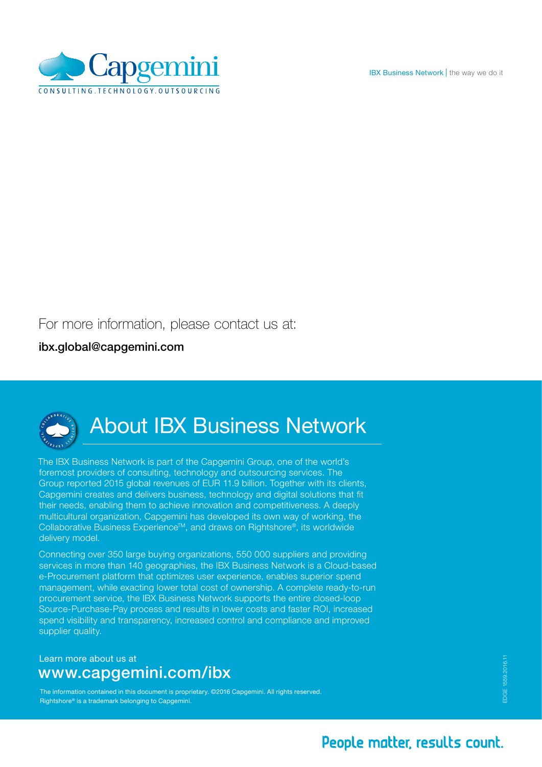For more information, please contact us at:

**ibx.global@capgemini.com**

# About IBX Business Network

The IBX Business Network is part of the Capgemini Group, one of the world's foremost providers of consulting, technology and outsourcing services. The Group reported 2015 global revenues of EUR 11.9 billion. Together with its clients, Capgemini creates and delivers business, technology and digital solutions that fit their needs, enabling them to achieve innovation and competitiveness. A deeply multicultural organization, Capgemini has developed its own way of working, the Collaborative Business Experience™, and draws on Rightshore®, its worldwide delivery model.

Connecting over 350 large buying organizations, 550 000 suppliers and providing services in more than 140 geographies, the IBX Business Network is a Cloud-based e-Procurement platform that optimizes user experience, enables superior spend management, while exacting lower total cost of ownership. A complete ready-to-run procurement service, the IBX Business Network supports the entire closed-loop Source-Purchase-Pay process and results in lower costs and faster ROI, increased spend visibility and transparency, increased control and compliance and improved supplier quality.

Learn more about us at

**www.capgemini.com/ibx**

The information contained in this document is proprietary. ©2016 Capgemini. All rights reserved. Rightshore® is a trademark belonging to Capgemini.

EDGE 1559.2016.11

People matter, results count.